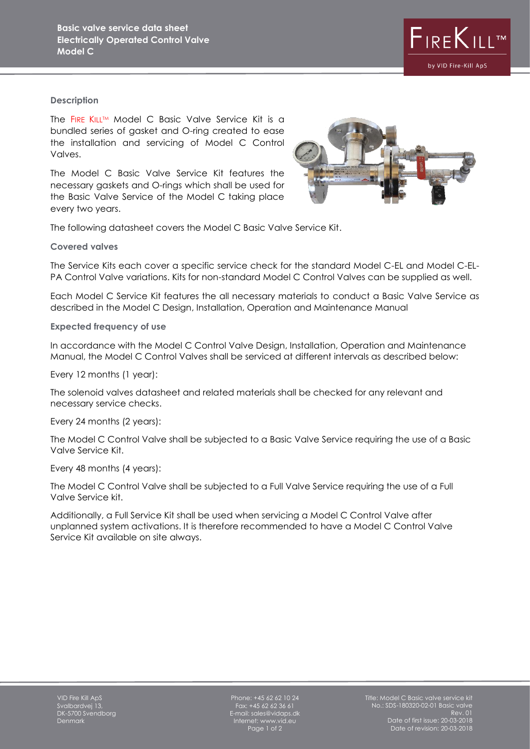# Basic valve service data sheet
# Electrically Operated Control Valve
# Model C

### Description

The FIRE KILL™ Model C Basic Valve Service Kit is a bundled series of gasket and O-ring created to ease the installation and servicing of Model C Control Valves.

The Model C Basic Valve Service Kit features the necessary gaskets and O-rings which shall be used for the Basic Valve Service of the Model C taking place every two years.

The following datasheet covers the Model C Basic Valve Service Kit.

### Covered valves

The Service Kits each cover a specific service check for the standard Model C-EL and Model C-EL-PA Control Valve variations. Kits for non-standard Model C Control Valves can be supplied as well.

Each Model C Service Kit features the all necessary materials to conduct a Basic Valve Service as described in the Model C Design, Installation, Operation and Maintenance Manual

### Expected frequency of use

In accordance with the Model C Control Valve Design, Installation, Operation and Maintenance Manual, the Model C Control Valves shall be serviced at different intervals as described below:

Every 12 months (1 year):

The solenoid valves datasheet and related materials shall be checked for any relevant and necessary service checks.

Every 24 months (2 years):

The Model C Control Valve shall be subjected to a Basic Valve Service requiring the use of a Basic Valve Service Kit.

Every 48 months (4 years):

The Model C Control Valve shall be subjected to a Full Valve Service requiring the use of a Full Valve Service kit.

Additionally, a Full Service Kit shall be used when servicing a Model C Control Valve after unplanned system activations. It is therefore recommended to have a Model C Control Valve Service Kit available on site always.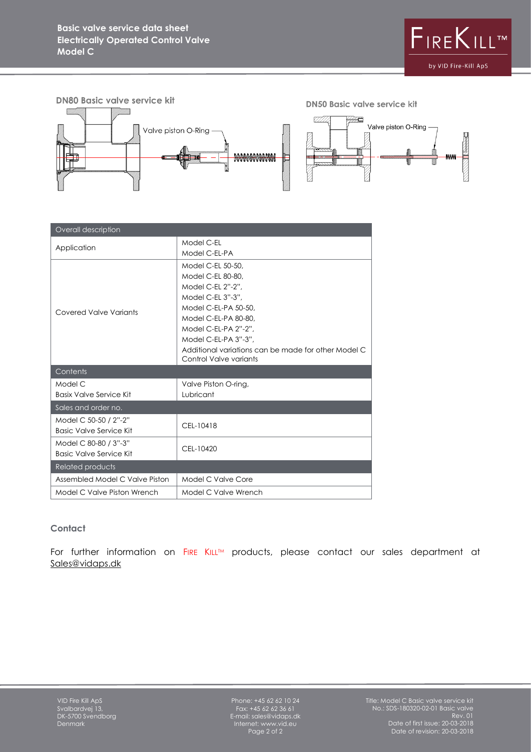**DN80 Basic valve service kit**

Valve piston O-Ring

**DN50 Basic valve service kit**

Valve piston O-Ring

| Overall description | |
|---|---|
| Application | Model C-EL<br>Model C-EL-PA |
| Covered Valve Variants | Model C-EL 50-50,<br>Model C-EL 80-80,<br>Model C-EL 2"-2",<br>Model C-EL 3"-3",<br>Model C-EL-PA 50-50,<br>Model C-EL-PA 80-80,<br>Model C-EL-PA 2"-2",<br>Model C-EL-PA 3"-3",<br>Additional variations can be made for other Model C Control Valve variants |
| **Contents** | |
| Model C<br>Basix Valve Service Kit | Valve Piston O-ring,<br>Lubricant |
| **Sales and order no.** | |
| Model C 50-50 / 2"-2"<br>Basic Valve Service Kit | CEL-10418 |
| Model C 80-80 / 3"-3"<br>Basic Valve Service Kit | CEL-10420 |
| **Related products** | |
| Assembled Model C Valve Piston | Model C Valve Core |
| Model C Valve Piston Wrench | Model C Valve Wrench |

### Contact

For further information on FIRE KILL™ products, please contact our sales department at Sales@vidaps.dk